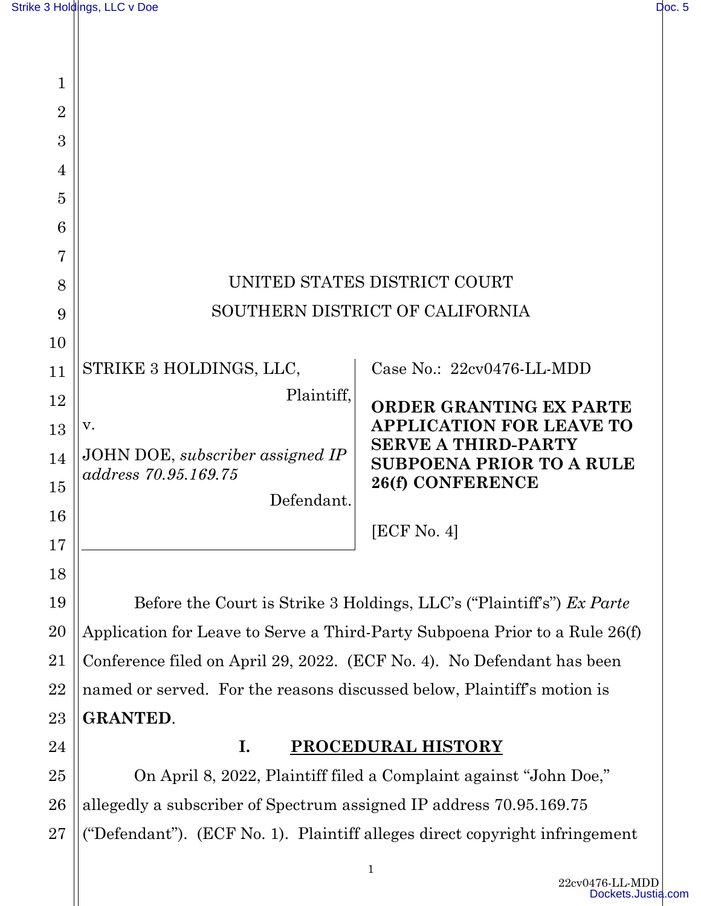UNITED STATES DISTRICT COURT
SOUTHERN DISTRICT OF CALIFORNIA

| | |
|---|---|
| STRIKE 3 HOLDINGS, LLC,<br>Plaintiff,<br>v.<br>JOHN DOE, *subscriber assigned IP address 70.95.169.75*<br>Defendant. | Case No.: 22cv0476-LL-MDD<br><br>**ORDER GRANTING EX PARTE APPLICATION FOR LEAVE TO SERVE A THIRD-PARTY SUBPOENA PRIOR TO A RULE 26(f) CONFERENCE**<br><br>[ECF No. 4] |

Before the Court is Strike 3 Holdings, LLC's ("Plaintiff's") *Ex Parte* Application for Leave to Serve a Third-Party Subpoena Prior to a Rule 26(f) Conference filed on April 29, 2022. (ECF No. 4). No Defendant has been named or served. For the reasons discussed below, Plaintiff's motion is **GRANTED**.

## I. PROCEDURAL HISTORY

On April 8, 2022, Plaintiff filed a Complaint against "John Doe," allegedly a subscriber of Spectrum assigned IP address 70.95.169.75 ("Defendant"). (ECF No. 1). Plaintiff alleges direct copyright infringement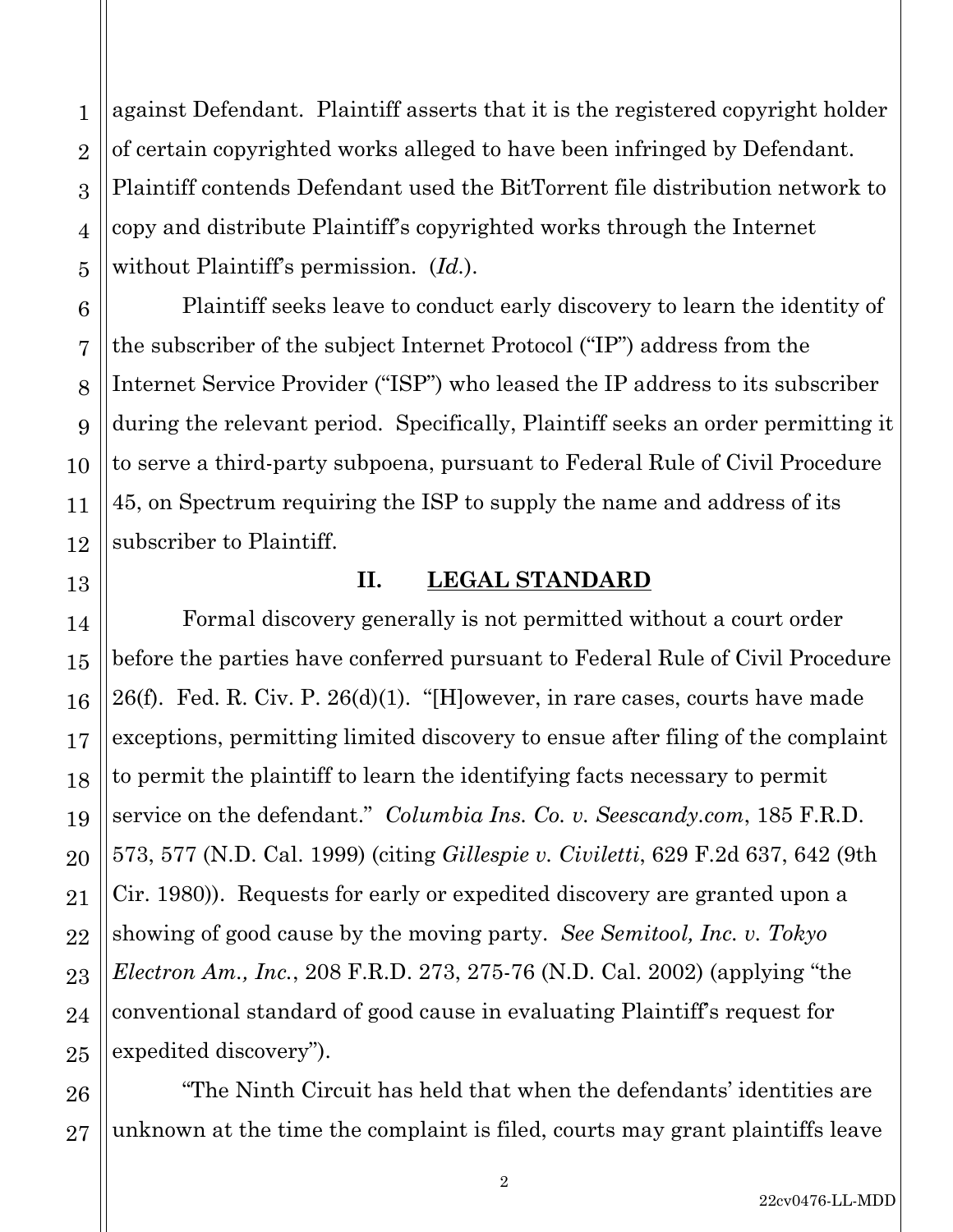against Defendant. Plaintiff asserts that it is the registered copyright holder of certain copyrighted works alleged to have been infringed by Defendant. Plaintiff contends Defendant used the BitTorrent file distribution network to copy and distribute Plaintiff's copyrighted works through the Internet without Plaintiff's permission. (*Id.*).

Plaintiff seeks leave to conduct early discovery to learn the identity of the subscriber of the subject Internet Protocol ("IP") address from the Internet Service Provider ("ISP") who leased the IP address to its subscriber during the relevant period. Specifically, Plaintiff seeks an order permitting it to serve a third-party subpoena, pursuant to Federal Rule of Civil Procedure 45, on Spectrum requiring the ISP to supply the name and address of its subscriber to Plaintiff.

## II. LEGAL STANDARD

Formal discovery generally is not permitted without a court order before the parties have conferred pursuant to Federal Rule of Civil Procedure 26(f). Fed. R. Civ. P. 26(d)(1). "[H]owever, in rare cases, courts have made exceptions, permitting limited discovery to ensue after filing of the complaint to permit the plaintiff to learn the identifying facts necessary to permit service on the defendant." *Columbia Ins. Co. v. Seescandy.com*, 185 F.R.D. 573, 577 (N.D. Cal. 1999) (citing *Gillespie v. Civiletti*, 629 F.2d 637, 642 (9th Cir. 1980)). Requests for early or expedited discovery are granted upon a showing of good cause by the moving party. *See Semitool, Inc. v. Tokyo Electron Am., Inc.*, 208 F.R.D. 273, 275-76 (N.D. Cal. 2002) (applying "the conventional standard of good cause in evaluating Plaintiff's request for expedited discovery").

"The Ninth Circuit has held that when the defendants' identities are unknown at the time the complaint is filed, courts may grant plaintiffs leave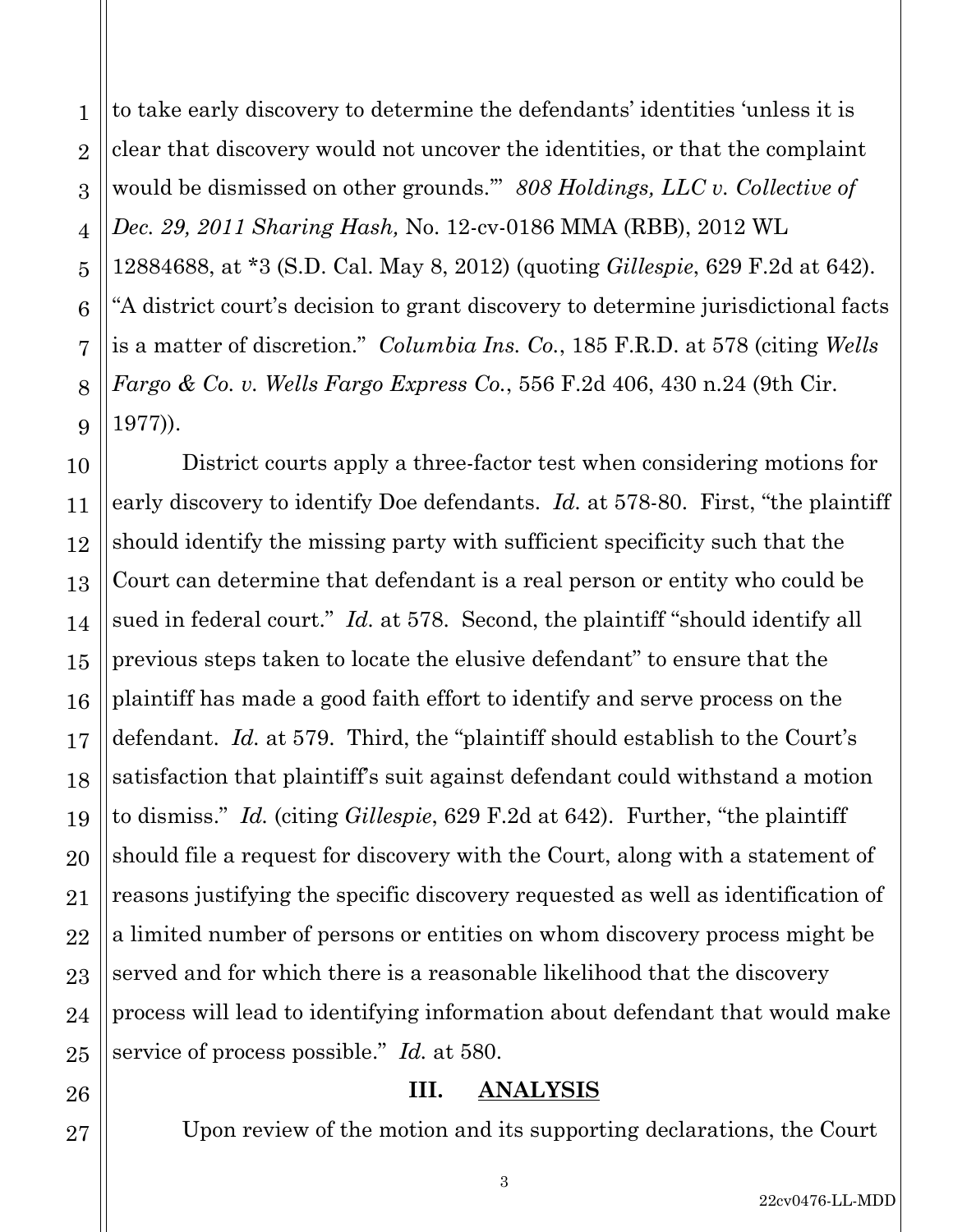to take early discovery to determine the defendants' identities 'unless it is clear that discovery would not uncover the identities, or that the complaint would be dismissed on other grounds.'" *808 Holdings, LLC v. Collective of Dec. 29, 2011 Sharing Hash,* No. 12-cv-0186 MMA (RBB), 2012 WL 12884688, at *3 (S.D. Cal. May 8, 2012) (quoting *Gillespie*, 629 F.2d at 642). "A district court's decision to grant discovery to determine jurisdictional facts is a matter of discretion." *Columbia Ins. Co.*, 185 F.R.D. at 578 (citing *Wells Fargo & Co. v. Wells Fargo Express Co.*, 556 F.2d 406, 430 n.24 (9th Cir. 1977)).

District courts apply a three-factor test when considering motions for early discovery to identify Doe defendants. *Id.* at 578-80. First, "the plaintiff should identify the missing party with sufficient specificity such that the Court can determine that defendant is a real person or entity who could be sued in federal court." *Id.* at 578. Second, the plaintiff "should identify all previous steps taken to locate the elusive defendant" to ensure that the plaintiff has made a good faith effort to identify and serve process on the defendant. *Id.* at 579. Third, the "plaintiff should establish to the Court's satisfaction that plaintiff's suit against defendant could withstand a motion to dismiss." *Id.* (citing *Gillespie*, 629 F.2d at 642). Further, "the plaintiff should file a request for discovery with the Court, along with a statement of reasons justifying the specific discovery requested as well as identification of a limited number of persons or entities on whom discovery process might be served and for which there is a reasonable likelihood that the discovery process will lead to identifying information about defendant that would make service of process possible." *Id.* at 580.

## III. ANALYSIS

Upon review of the motion and its supporting declarations, the Court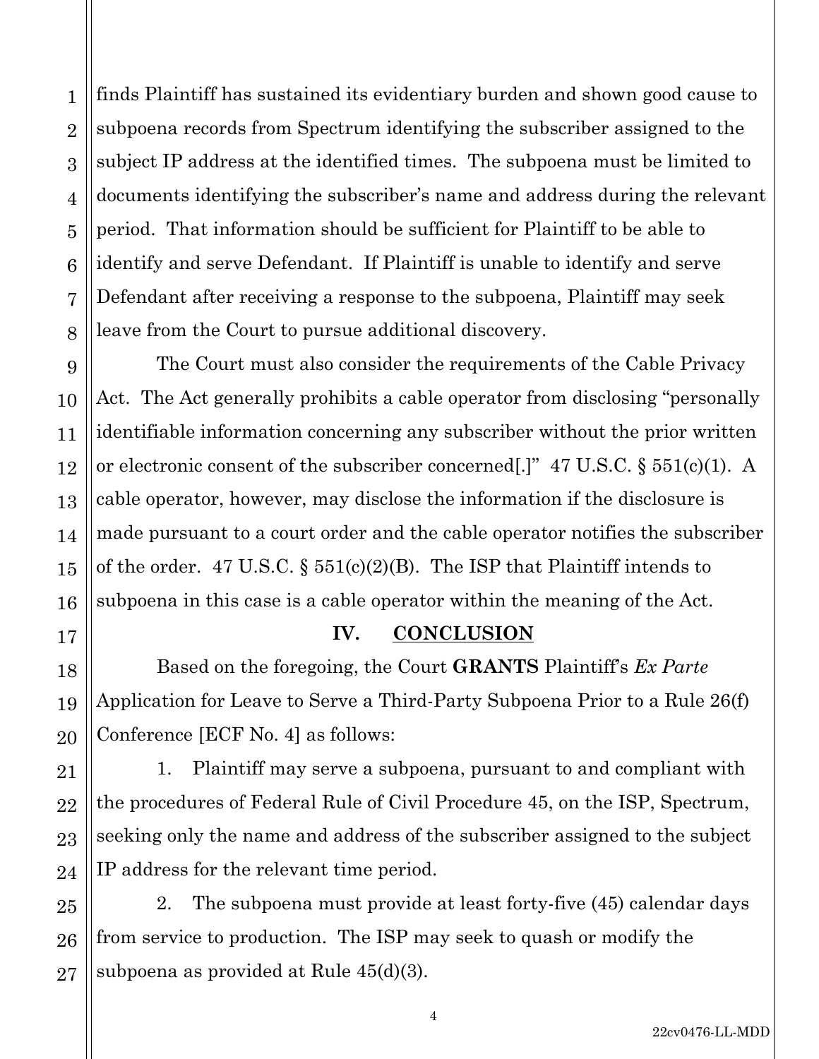finds Plaintiff has sustained its evidentiary burden and shown good cause to subpoena records from Spectrum identifying the subscriber assigned to the subject IP address at the identified times. The subpoena must be limited to documents identifying the subscriber's name and address during the relevant period. That information should be sufficient for Plaintiff to be able to identify and serve Defendant. If Plaintiff is unable to identify and serve Defendant after receiving a response to the subpoena, Plaintiff may seek leave from the Court to pursue additional discovery.

The Court must also consider the requirements of the Cable Privacy Act. The Act generally prohibits a cable operator from disclosing "personally identifiable information concerning any subscriber without the prior written or electronic consent of the subscriber concerned[.]" 47 U.S.C. § 551(c)(1). A cable operator, however, may disclose the information if the disclosure is made pursuant to a court order and the cable operator notifies the subscriber of the order. 47 U.S.C. § 551(c)(2)(B). The ISP that Plaintiff intends to subpoena in this case is a cable operator within the meaning of the Act.

## IV. CONCLUSION

Based on the foregoing, the Court **GRANTS** Plaintiff's *Ex Parte* Application for Leave to Serve a Third-Party Subpoena Prior to a Rule 26(f) Conference [ECF No. 4] as follows:

1. Plaintiff may serve a subpoena, pursuant to and compliant with the procedures of Federal Rule of Civil Procedure 45, on the ISP, Spectrum, seeking only the name and address of the subscriber assigned to the subject IP address for the relevant time period.

2. The subpoena must provide at least forty-five (45) calendar days from service to production. The ISP may seek to quash or modify the subpoena as provided at Rule 45(d)(3).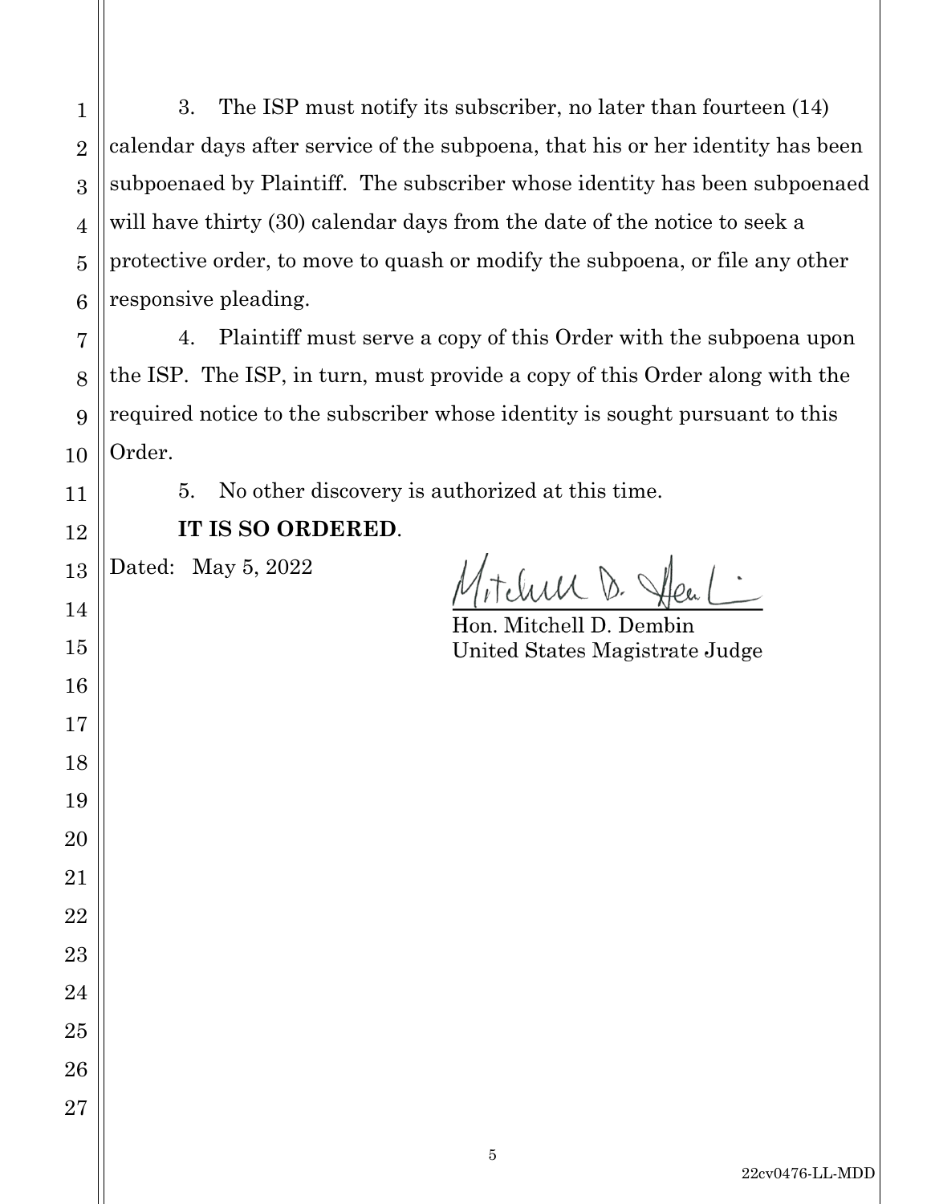3. The ISP must notify its subscriber, no later than fourteen (14) calendar days after service of the subpoena, that his or her identity has been subpoenaed by Plaintiff. The subscriber whose identity has been subpoenaed will have thirty (30) calendar days from the date of the notice to seek a protective order, to move to quash or modify the subpoena, or file any other responsive pleading.

4. Plaintiff must serve a copy of this Order with the subpoena upon the ISP. The ISP, in turn, must provide a copy of this Order along with the required notice to the subscriber whose identity is sought pursuant to this Order.

5. No other discovery is authorized at this time.

**IT IS SO ORDERED**.

Dated: May 5, 2022

Hon. Mitchell D. Dembin
United States Magistrate Judge